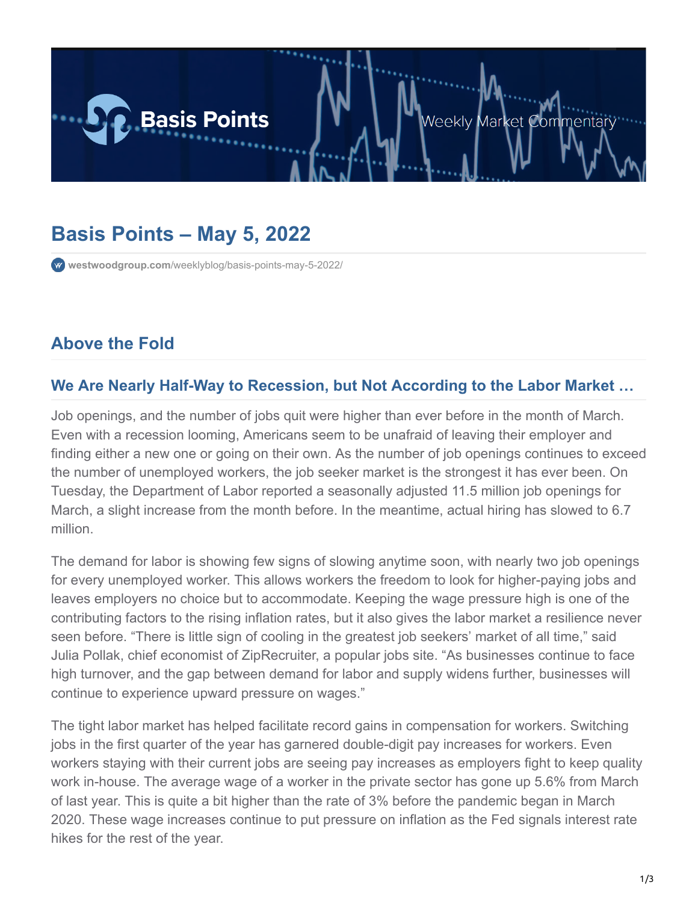# Basis Points – May 5, 2022

westwoodgroup.com/weeklyblog/basis-points-may-5-2022/

## Above the Fold

### We Are Nearly Half-Way to Recession, but Not According to the Labor Market …

Job openings, and the number of jobs quit were higher than ever before in the month of March. Even with a recession looming, Americans seem to be unafraid of leaving their employer and finding either a new one or going on their own. As the number of job openings continues to exceed the number of unemployed workers, the job seeker market is the strongest it has ever been. On Tuesday, the Department of Labor reported a seasonally adjusted 11.5 million job openings for March, a slight increase from the month before. In the meantime, actual hiring has slowed to 6.7 million.

The demand for labor is showing few signs of slowing anytime soon, with nearly two job openings for every unemployed worker. This allows workers the freedom to look for higher-paying jobs and leaves employers no choice but to accommodate. Keeping the wage pressure high is one of the contributing factors to the rising inflation rates, but it also gives the labor market a resilience never seen before. "There is little sign of cooling in the greatest job seekers' market of all time," said Julia Pollak, chief economist of ZipRecruiter, a popular jobs site. "As businesses continue to face high turnover, and the gap between demand for labor and supply widens further, businesses will continue to experience upward pressure on wages."

The tight labor market has helped facilitate record gains in compensation for workers. Switching jobs in the first quarter of the year has garnered double-digit pay increases for workers. Even workers staying with their current jobs are seeing pay increases as employers fight to keep quality work in-house. The average wage of a worker in the private sector has gone up 5.6% from March of last year. This is quite a bit higher than the rate of 3% before the pandemic began in March 2020. These wage increases continue to put pressure on inflation as the Fed signals interest rate hikes for the rest of the year.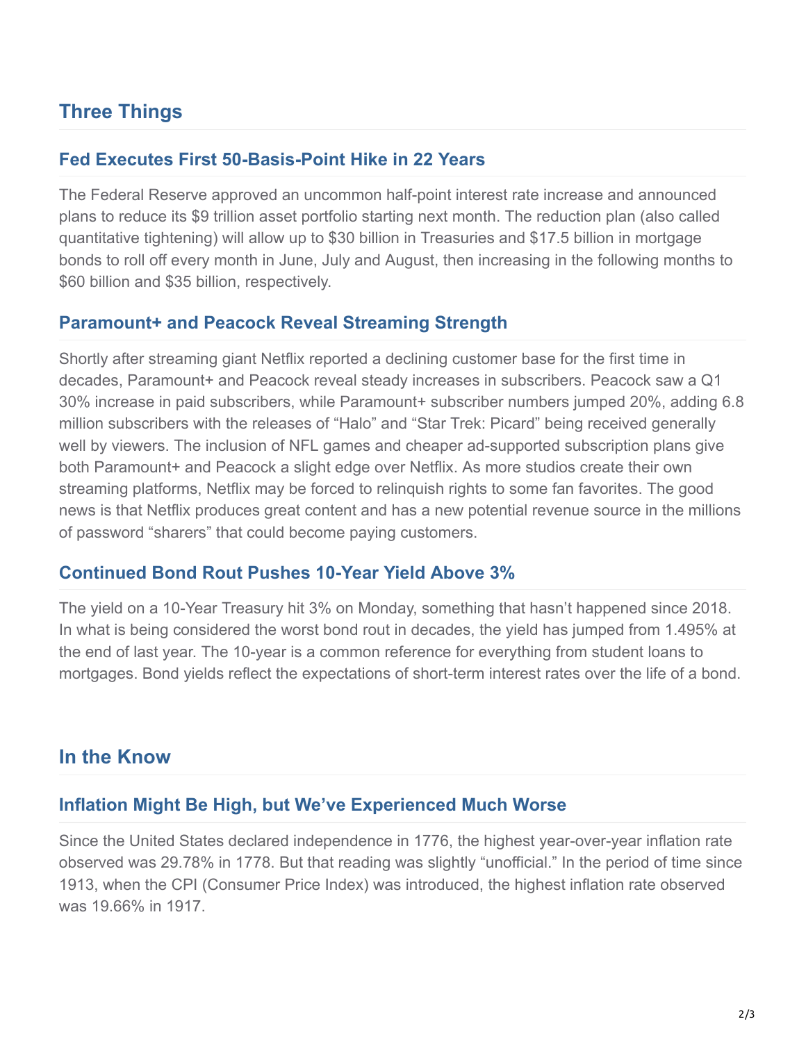## Three Things

### Fed Executes First 50-Basis-Point Hike in 22 Years

The Federal Reserve approved an uncommon half-point interest rate increase and announced plans to reduce its $9 trillion asset portfolio starting next month. The reduction plan (also called quantitative tightening) will allow up to $30 billion in Treasuries and $17.5 billion in mortgage bonds to roll off every month in June, July and August, then increasing in the following months to $60 billion and $35 billion, respectively.

### Paramount+ and Peacock Reveal Streaming Strength

Shortly after streaming giant Netflix reported a declining customer base for the first time in decades, Paramount+ and Peacock reveal steady increases in subscribers. Peacock saw a Q1 30% increase in paid subscribers, while Paramount+ subscriber numbers jumped 20%, adding 6.8 million subscribers with the releases of “Halo” and “Star Trek: Picard” being received generally well by viewers. The inclusion of NFL games and cheaper ad-supported subscription plans give both Paramount+ and Peacock a slight edge over Netflix. As more studios create their own streaming platforms, Netflix may be forced to relinquish rights to some fan favorites. The good news is that Netflix produces great content and has a new potential revenue source in the millions of password “sharers” that could become paying customers.

### Continued Bond Rout Pushes 10-Year Yield Above 3%

The yield on a 10-Year Treasury hit 3% on Monday, something that hasn’t happened since 2018. In what is being considered the worst bond rout in decades, the yield has jumped from 1.495% at the end of last year. The 10-year is a common reference for everything from student loans to mortgages. Bond yields reflect the expectations of short-term interest rates over the life of a bond.

## In the Know

### Inflation Might Be High, but We’ve Experienced Much Worse

Since the United States declared independence in 1776, the highest year-over-year inflation rate observed was 29.78% in 1778. But that reading was slightly “unofficial.” In the period of time since 1913, when the CPI (Consumer Price Index) was introduced, the highest inflation rate observed was 19.66% in 1917.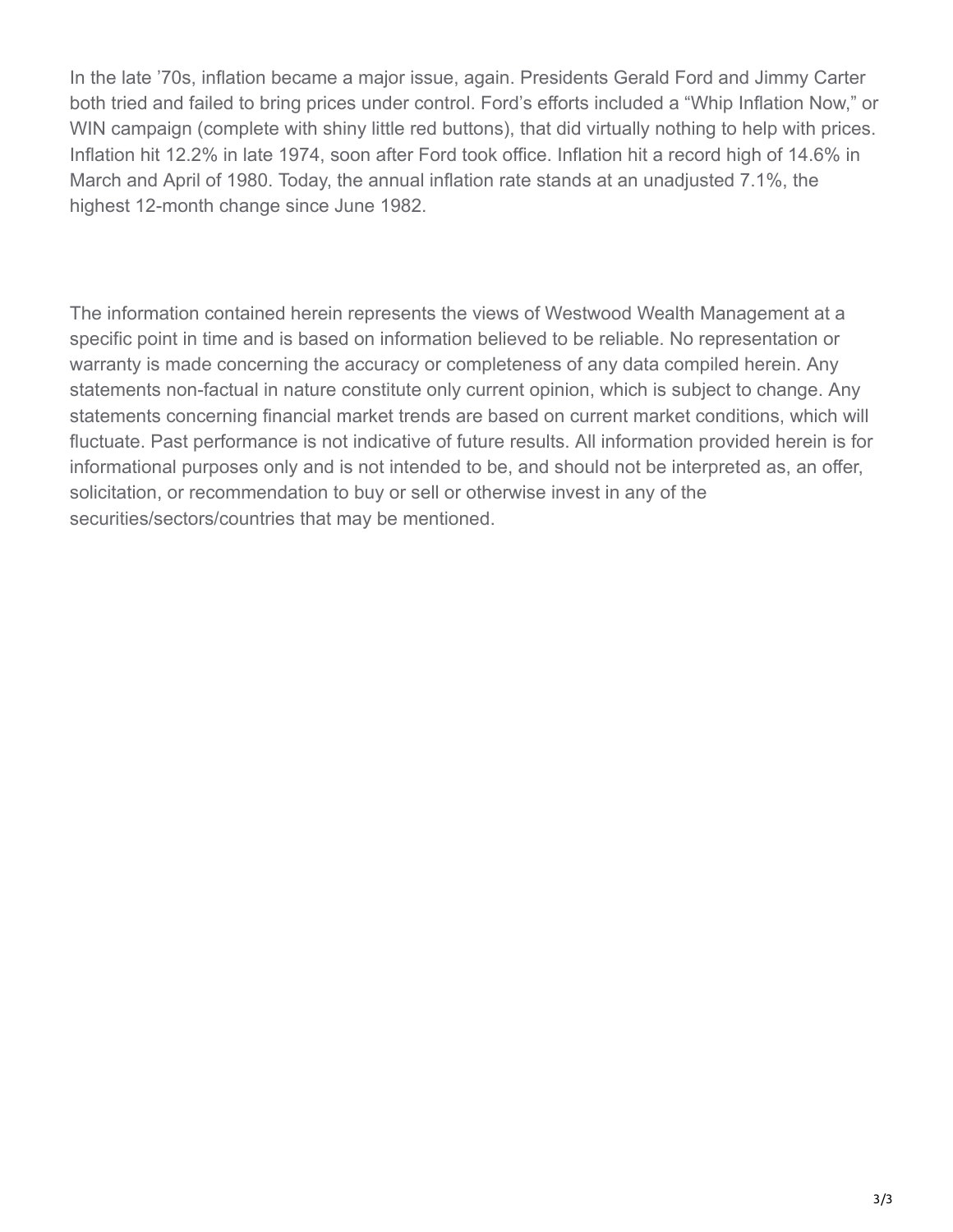In the late '70s, inflation became a major issue, again. Presidents Gerald Ford and Jimmy Carter both tried and failed to bring prices under control. Ford's efforts included a "Whip Inflation Now," or WIN campaign (complete with shiny little red buttons), that did virtually nothing to help with prices. Inflation hit 12.2% in late 1974, soon after Ford took office. Inflation hit a record high of 14.6% in March and April of 1980. Today, the annual inflation rate stands at an unadjusted 7.1%, the highest 12-month change since June 1982.

The information contained herein represents the views of Westwood Wealth Management at a specific point in time and is based on information believed to be reliable. No representation or warranty is made concerning the accuracy or completeness of any data compiled herein. Any statements non-factual in nature constitute only current opinion, which is subject to change. Any statements concerning financial market trends are based on current market conditions, which will fluctuate. Past performance is not indicative of future results. All information provided herein is for informational purposes only and is not intended to be, and should not be interpreted as, an offer, solicitation, or recommendation to buy or sell or otherwise invest in any of the securities/sectors/countries that may be mentioned.